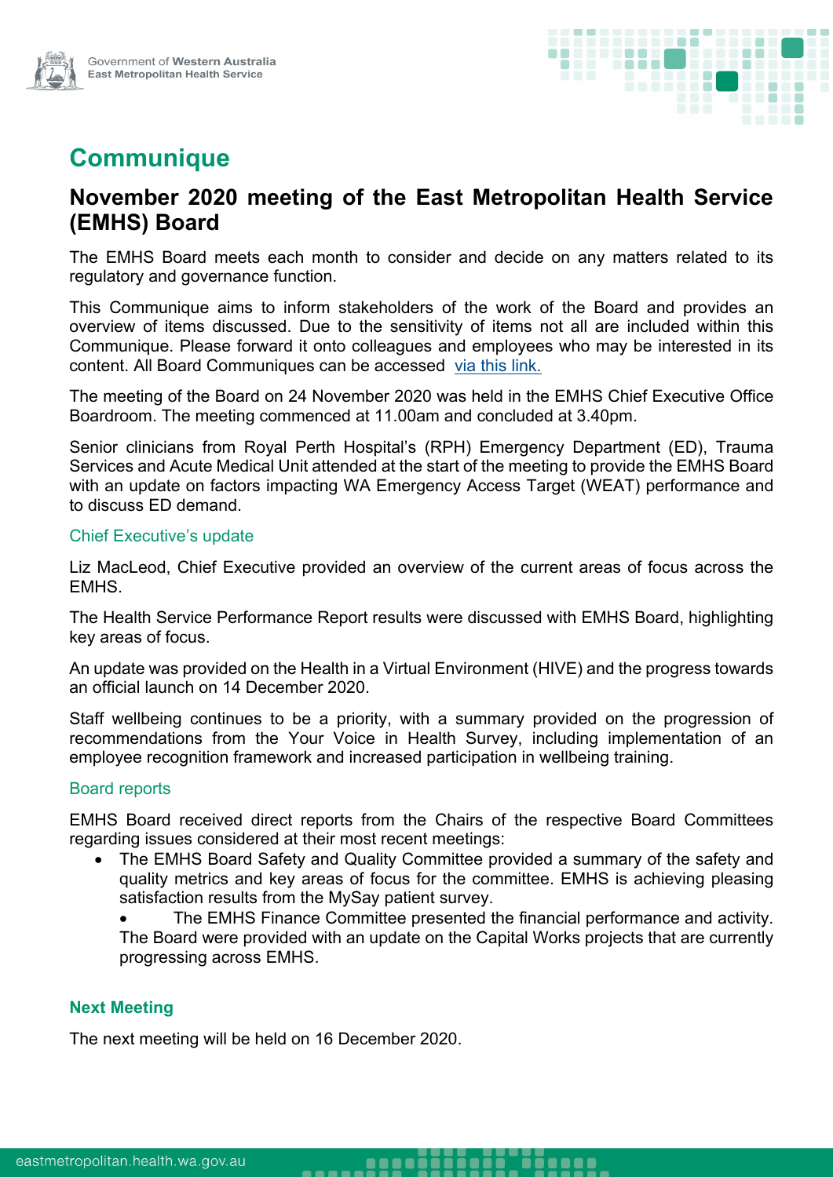Government of Western Australia
East Metropolitan Health Service

# Communique

## November 2020 meeting of the East Metropolitan Health Service (EMHS) Board

The EMHS Board meets each month to consider and decide on any matters related to its regulatory and governance function.

This Communique aims to inform stakeholders of the work of the Board and provides an overview of items discussed. Due to the sensitivity of items not all are included within this Communique. Please forward it onto colleagues and employees who may be interested in its content. All Board Communiques can be accessed via this link.

The meeting of the Board on 24 November 2020 was held in the EMHS Chief Executive Office Boardroom. The meeting commenced at 11.00am and concluded at 3.40pm.

Senior clinicians from Royal Perth Hospital's (RPH) Emergency Department (ED), Trauma Services and Acute Medical Unit attended at the start of the meeting to provide the EMHS Board with an update on factors impacting WA Emergency Access Target (WEAT) performance and to discuss ED demand.

### Chief Executive's update

Liz MacLeod, Chief Executive provided an overview of the current areas of focus across the EMHS.

The Health Service Performance Report results were discussed with EMHS Board, highlighting key areas of focus.

An update was provided on the Health in a Virtual Environment (HIVE) and the progress towards an official launch on 14 December 2020.

Staff wellbeing continues to be a priority, with a summary provided on the progression of recommendations from the Your Voice in Health Survey, including implementation of an employee recognition framework and increased participation in wellbeing training.

### Board reports

EMHS Board received direct reports from the Chairs of the respective Board Committees regarding issues considered at their most recent meetings:

- The EMHS Board Safety and Quality Committee provided a summary of the safety and quality metrics and key areas of focus for the committee. EMHS is achieving pleasing satisfaction results from the MySay patient survey.
- The EMHS Finance Committee presented the financial performance and activity. The Board were provided with an update on the Capital Works projects that are currently progressing across EMHS.

### Next Meeting

The next meeting will be held on 16 December 2020.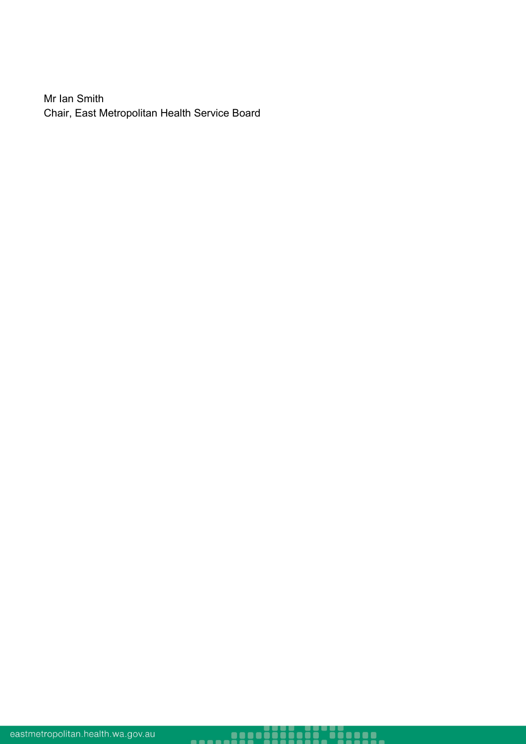Mr Ian Smith
Chair, East Metropolitan Health Service Board